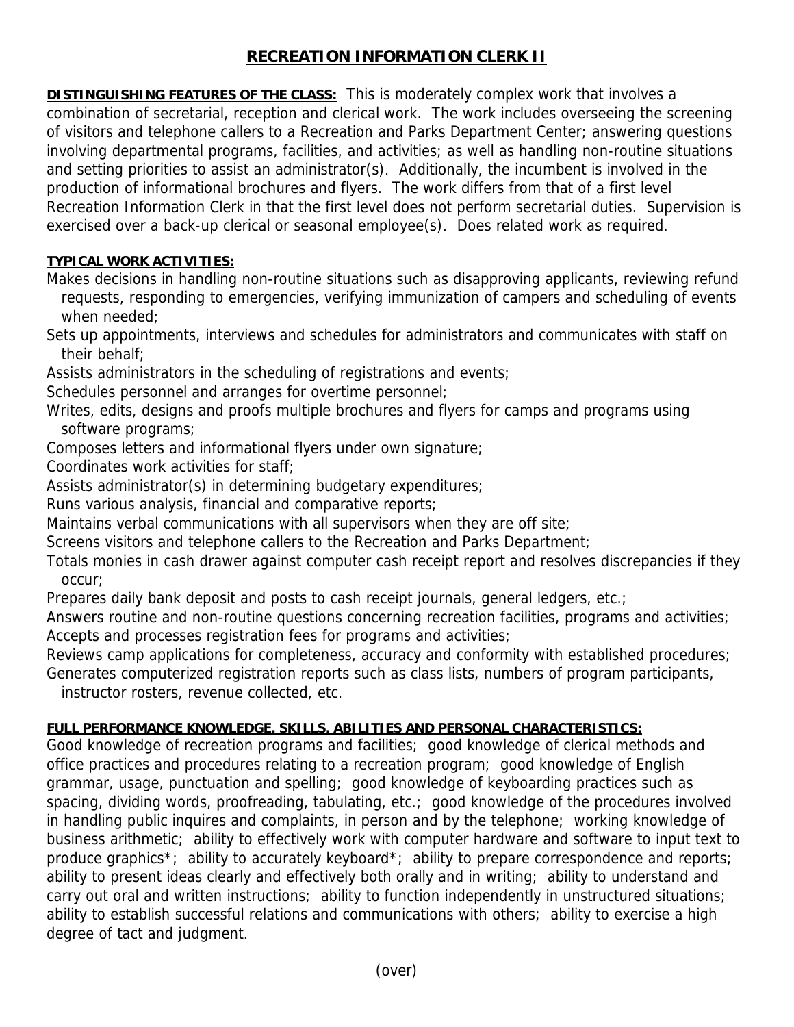# RECREATION INFORMATION CLERK II

**DISTINGUISHING FEATURES OF THE CLASS:** This is moderately complex work that involves a combination of secretarial, reception and clerical work. The work includes overseeing the screening of visitors and telephone callers to a Recreation and Parks Department Center; answering questions involving departmental programs, facilities, and activities; as well as handling non-routine situations and setting priorities to assist an administrator(s). Additionally, the incumbent is involved in the production of informational brochures and flyers. The work differs from that of a first level Recreation Information Clerk in that the first level does not perform secretarial duties. Supervision is exercised over a back-up clerical or seasonal employee(s). Does related work as required.

**TYPICAL WORK ACTIVITIES:**

Makes decisions in handling non-routine situations such as disapproving applicants, reviewing refund requests, responding to emergencies, verifying immunization of campers and scheduling of events when needed;

Sets up appointments, interviews and schedules for administrators and communicates with staff on their behalf;

Assists administrators in the scheduling of registrations and events;

Schedules personnel and arranges for overtime personnel;

Writes, edits, designs and proofs multiple brochures and flyers for camps and programs using software programs;

Composes letters and informational flyers under own signature;

Coordinates work activities for staff;

Assists administrator(s) in determining budgetary expenditures;

Runs various analysis, financial and comparative reports;

Maintains verbal communications with all supervisors when they are off site;

Screens visitors and telephone callers to the Recreation and Parks Department;

Totals monies in cash drawer against computer cash receipt report and resolves discrepancies if they occur;

Prepares daily bank deposit and posts to cash receipt journals, general ledgers, etc.;

Answers routine and non-routine questions concerning recreation facilities, programs and activities;

Accepts and processes registration fees for programs and activities;

Reviews camp applications for completeness, accuracy and conformity with established procedures;

Generates computerized registration reports such as class lists, numbers of program participants, instructor rosters, revenue collected, etc.

**FULL PERFORMANCE KNOWLEDGE, SKILLS, ABILITIES AND PERSONAL CHARACTERISTICS:**

Good knowledge of recreation programs and facilities; good knowledge of clerical methods and office practices and procedures relating to a recreation program; good knowledge of English grammar, usage, punctuation and spelling; good knowledge of keyboarding practices such as spacing, dividing words, proofreading, tabulating, etc.; good knowledge of the procedures involved in handling public inquires and complaints, in person and by the telephone; working knowledge of business arithmetic; ability to effectively work with computer hardware and software to input text to produce graphics*; ability to accurately keyboard*; ability to prepare correspondence and reports; ability to present ideas clearly and effectively both orally and in writing; ability to understand and carry out oral and written instructions; ability to function independently in unstructured situations; ability to establish successful relations and communications with others; ability to exercise a high degree of tact and judgment.

(over)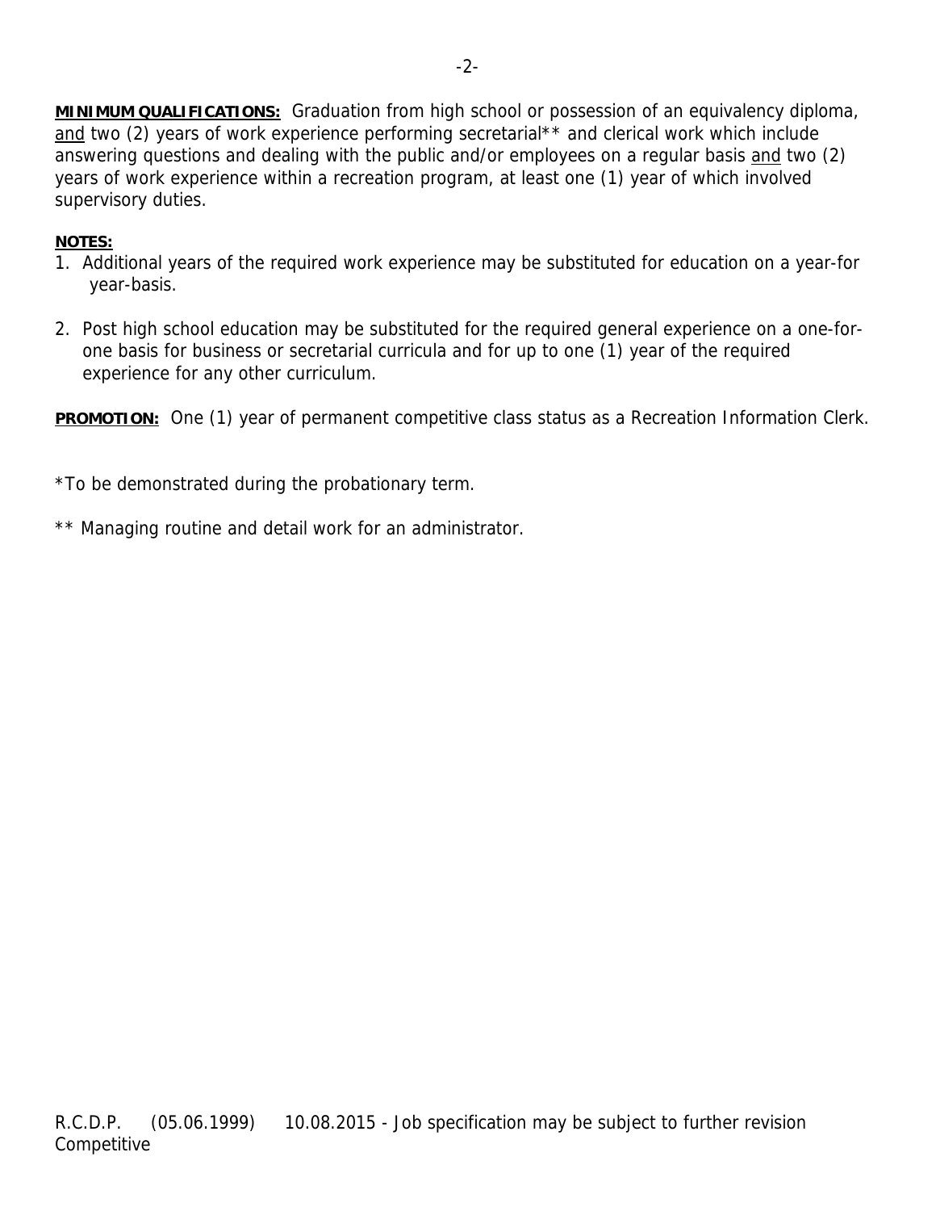**MINIMUM QUALIFICATIONS:** Graduation from high school or possession of an equivalency diploma, and two (2) years of work experience performing secretarial** and clerical work which include answering questions and dealing with the public and/or employees on a regular basis and two (2) years of work experience within a recreation program, at least one (1) year of which involved supervisory duties.

**NOTES:**

1. Additional years of the required work experience may be substituted for education on a year-for year-basis.

2. Post high school education may be substituted for the required general experience on a one-for-one basis for business or secretarial curricula and for up to one (1) year of the required experience for any other curriculum.

**PROMOTION:** One (1) year of permanent competitive class status as a Recreation Information Clerk.

*To be demonstrated during the probationary term.

** Managing routine and detail work for an administrator.

R.C.D.P. (05.06.1999) 10.08.2015 - Job specification may be subject to further revision
Competitive